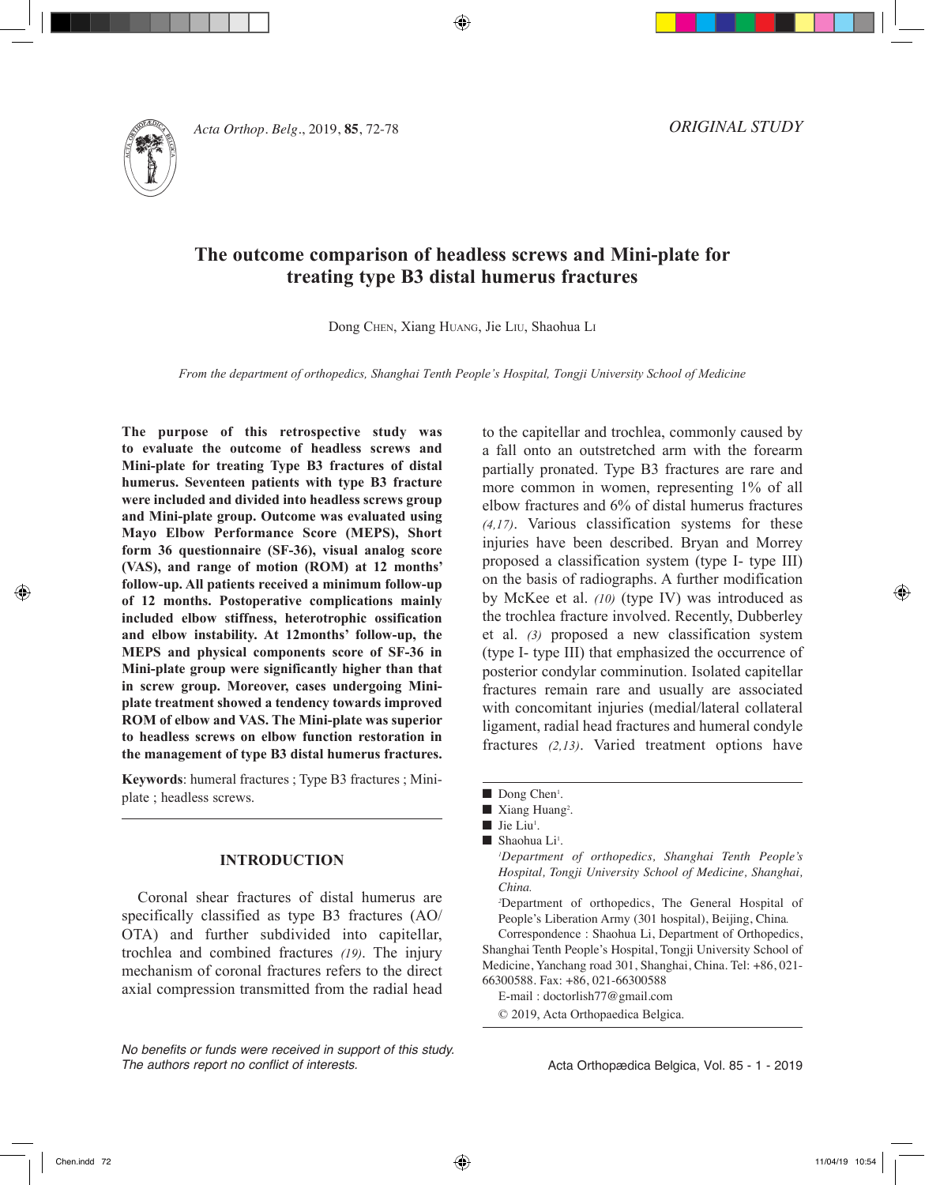ORIGINAL STUDY

# The outcome comparison of headless screws and Mini-plate for treating type B3 distal humerus fractures

Dong Chen, Xiang Huang, Jie Liu, Shaohua Li

*From the department of orthopedics, Shanghai Tenth People's Hospital, Tongji University School of Medicine*

**The purpose of this retrospective study was to evaluate the outcome of headless screws and Mini-plate for treating Type B3 fractures of distal humerus. Seventeen patients with type B3 fracture were included and divided into headless screws group and Mini-plate group. Outcome was evaluated using Mayo Elbow Performance Score (MEPS), Short form 36 questionnaire (SF-36), visual analog score (VAS), and range of motion (ROM) at 12 months' follow-up. All patients received a minimum follow-up of 12 months. Postoperative complications mainly included elbow stiffness, heterotrophic ossification and elbow instability. At 12months' follow-up, the MEPS and physical components score of SF-36 in Mini-plate group were significantly higher than that in screw group. Moreover, cases undergoing Mini-plate treatment showed a tendency towards improved ROM of elbow and VAS. The Mini-plate was superior to headless screws on elbow function restoration in the management of type B3 distal humerus fractures.**

**Keywords**: humeral fractures ; Type B3 fractures ; Mini-plate ; headless screws.

## INTRODUCTION

Coronal shear fractures of distal humerus are specifically classified as type B3 fractures (AO/OTA) and further subdivided into capitellar, trochlea and combined fractures *(19)*. The injury mechanism of coronal fractures refers to the direct axial compression transmitted from the radial head to the capitellar and trochlea, commonly caused by a fall onto an outstretched arm with the forearm partially pronated. Type B3 fractures are rare and more common in women, representing 1% of all elbow fractures and 6% of distal humerus fractures *(4,17)*. Various classification systems for these injuries have been described. Bryan and Morrey proposed a classification system (type I- type III) on the basis of radiographs. A further modification by McKee et al. *(10)* (type IV) was introduced as the trochlea fracture involved. Recently, Dubberley et al. *(3)* proposed a new classification system (type I- type III) that emphasized the occurrence of posterior condylar comminution. Isolated capitellar fractures remain rare and usually are associated with concomitant injuries (medial/lateral collateral ligament, radial head fractures and humeral condyle fractures *(2,13)*. Varied treatment options have

- Dong Chen[1].
- Xiang Huang[2].
- Jie Liu[1].
- Shaohua Li[1].

[1]*Department of orthopedics, Shanghai Tenth People's Hospital, Tongji University School of Medicine, Shanghai, China.*

[2]Department of orthopedics, The General Hospital of People's Liberation Army (301 hospital), Beijing, China.

Correspondence : Shaohua Li, Department of Orthopedics, Shanghai Tenth People's Hospital, Tongji University School of Medicine, Yanchang road 301, Shanghai, China. Tel: +86, 021-66300588. Fax: +86, 021-66300588

E-mail : doctorlish77@gmail.com

© 2019, Acta Orthopaedica Belgica.

*No benefits or funds were received in support of this study. The authors report no conflict of interests.*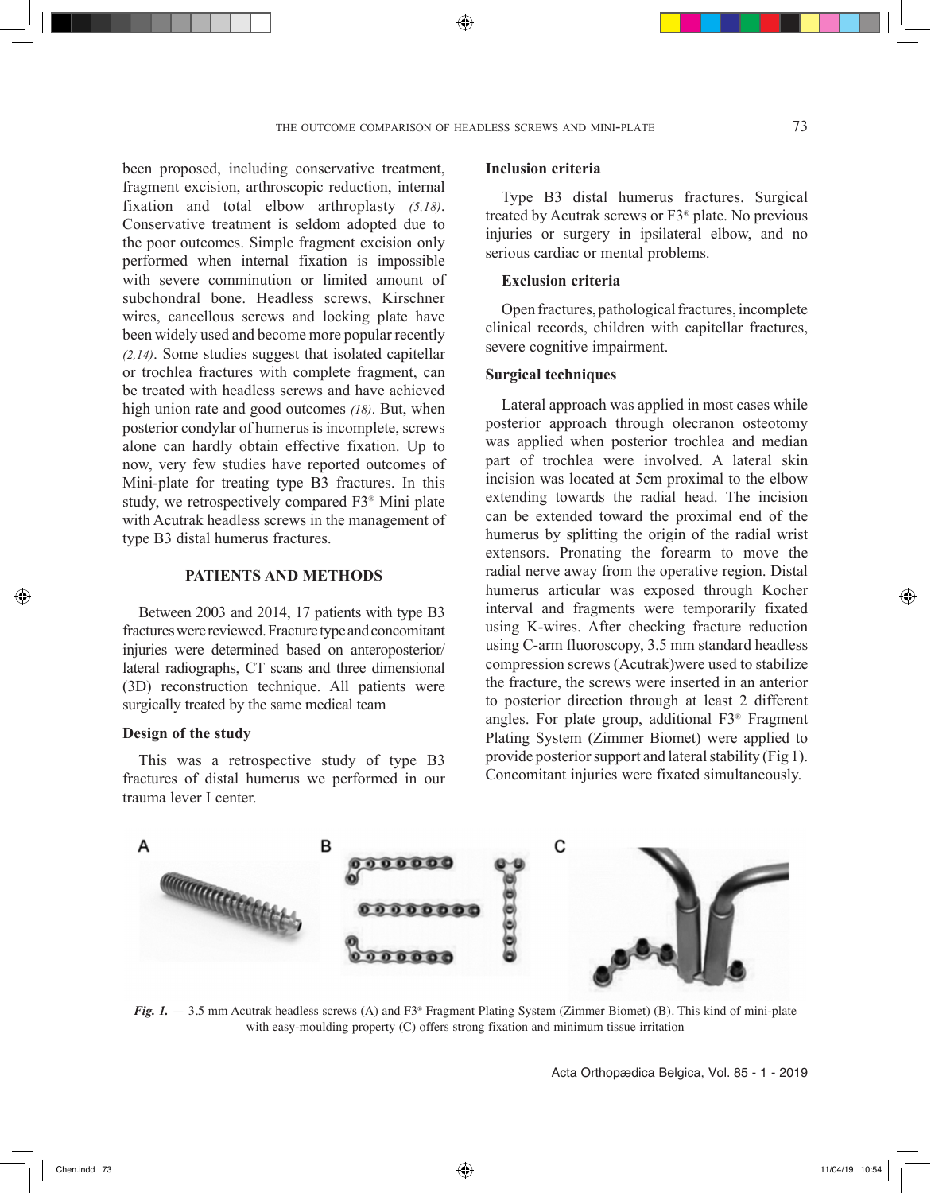been proposed, including conservative treatment, fragment excision, arthroscopic reduction, internal fixation and total elbow arthroplasty *(5,18)*. Conservative treatment is seldom adopted due to the poor outcomes. Simple fragment excision only performed when internal fixation is impossible with severe comminution or limited amount of subchondral bone. Headless screws, Kirschner wires, cancellous screws and locking plate have been widely used and become more popular recently *(2,14)*. Some studies suggest that isolated capitellar or trochlea fractures with complete fragment, can be treated with headless screws and have achieved high union rate and good outcomes *(18)*. But, when posterior condylar of humerus is incomplete, screws alone can hardly obtain effective fixation. Up to now, very few studies have reported outcomes of Mini-plate for treating type B3 fractures. In this study, we retrospectively compared F3® Mini plate with Acutrak headless screws in the management of type B3 distal humerus fractures.

## PATIENTS AND METHODS

Between 2003 and 2014, 17 patients with type B3 fractures were reviewed. Fracture type and concomitant injuries were determined based on anteroposterior/lateral radiographs, CT scans and three dimensional (3D) reconstruction technique. All patients were surgically treated by the same medical team

### Design of the study

This was a retrospective study of type B3 fractures of distal humerus we performed in our trauma lever I center.

### Inclusion criteria

Type B3 distal humerus fractures. Surgical treated by Acutrak screws or F3® plate. No previous injuries or surgery in ipsilateral elbow, and no serious cardiac or mental problems.

### Exclusion criteria

Open fractures, pathological fractures, incomplete clinical records, children with capitellar fractures, severe cognitive impairment.

### Surgical techniques

Lateral approach was applied in most cases while posterior approach through olecranon osteotomy was applied when posterior trochlea and median part of trochlea were involved. A lateral skin incision was located at 5cm proximal to the elbow extending towards the radial head. The incision can be extended toward the proximal end of the humerus by splitting the origin of the radial wrist extensors. Pronating the forearm to move the radial nerve away from the operative region. Distal humerus articular was exposed through Kocher interval and fragments were temporarily fixated using K-wires. After checking fracture reduction using C-arm fluoroscopy, 3.5 mm standard headless compression screws (Acutrak)were used to stabilize the fracture, the screws were inserted in an anterior to posterior direction through at least 2 different angles. For plate group, additional F3® Fragment Plating System (Zimmer Biomet) were applied to provide posterior support and lateral stability (Fig 1). Concomitant injuries were fixated simultaneously.

*Fig. 1.* — 3.5 mm Acutrak headless screws (A) and F3® Fragment Plating System (Zimmer Biomet) (B). This kind of mini-plate with easy-moulding property (C) offers strong fixation and minimum tissue irritation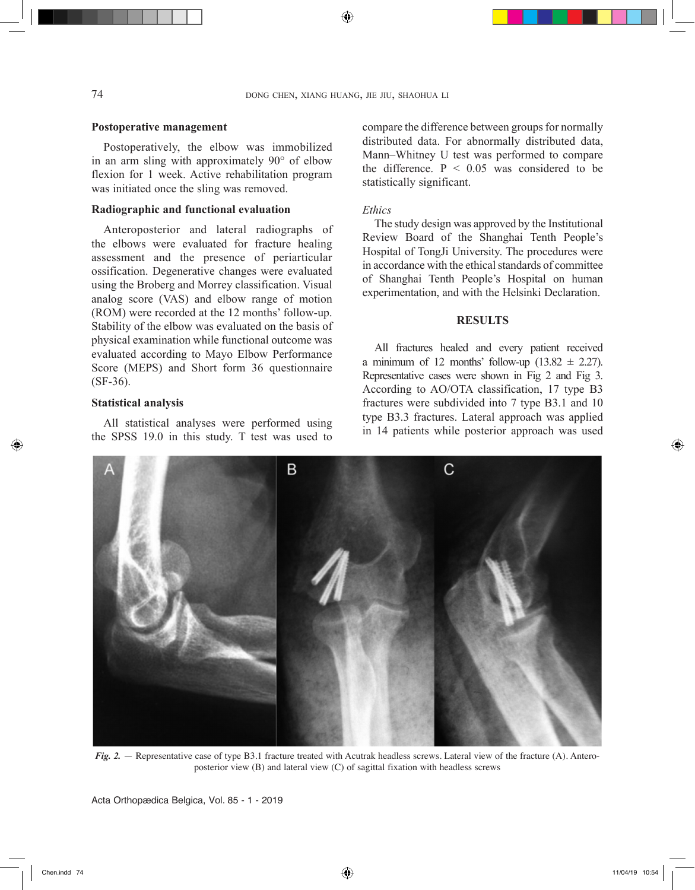### Postoperative management

Postoperatively, the elbow was immobilized in an arm sling with approximately 90° of elbow flexion for 1 week. Active rehabilitation program was initiated once the sling was removed.

### Radiographic and functional evaluation

Anteroposterior and lateral radiographs of the elbows were evaluated for fracture healing assessment and the presence of periarticular ossification. Degenerative changes were evaluated using the Broberg and Morrey classification. Visual analog score (VAS) and elbow range of motion (ROM) were recorded at the 12 months' follow-up. Stability of the elbow was evaluated on the basis of physical examination while functional outcome was evaluated according to Mayo Elbow Performance Score (MEPS) and Short form 36 questionnaire (SF-36).

### Statistical analysis

All statistical analyses were performed using the SPSS 19.0 in this study. T test was used to compare the difference between groups for normally distributed data. For abnormally distributed data, Mann–Whitney U test was performed to compare the difference. $P < 0.05$ was considered to be statistically significant.

*Ethics*

The study design was approved by the Institutional Review Board of the Shanghai Tenth People's Hospital of TongJi University. The procedures were in accordance with the ethical standards of committee of Shanghai Tenth People's Hospital on human experimentation, and with the Helsinki Declaration.

## RESULTS

All fractures healed and every patient received a minimum of 12 months' follow-up ($13.82 \pm 2.27$). Representative cases were shown in Fig 2 and Fig 3. According to AO/OTA classification, 17 type B3 fractures were subdivided into 7 type B3.1 and 10 type B3.3 fractures. Lateral approach was applied in 14 patients while posterior approach was used

*Fig. 2.* — Representative case of type B3.1 fracture treated with Acutrak headless screws. Lateral view of the fracture (A). Antero-posterior view (B) and lateral view (C) of sagittal fixation with headless screws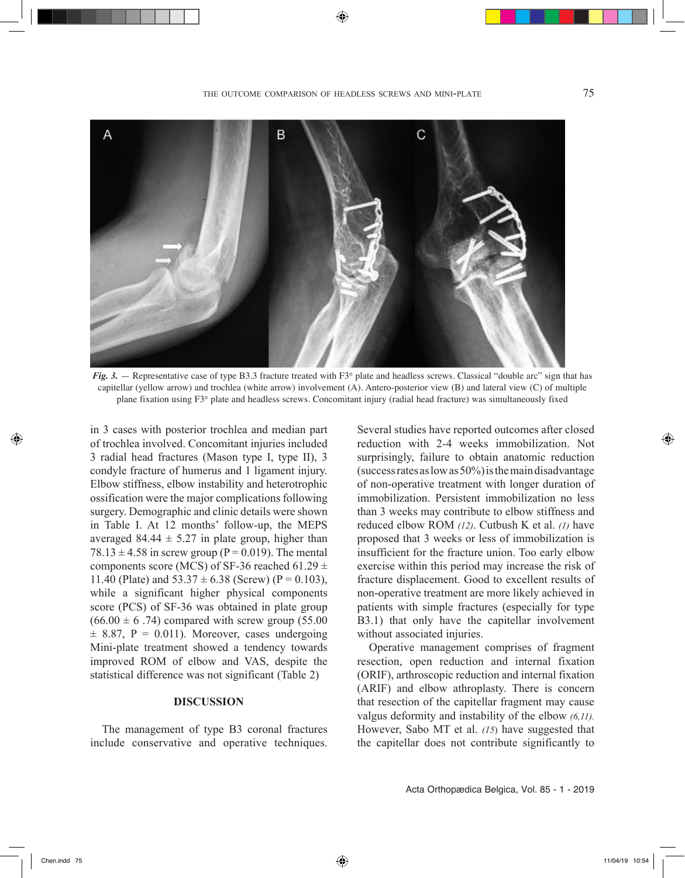*Fig. 3.* — Representative case of type B3.3 fracture treated with F3® plate and headless screws. Classical "double arc" sign that has capitellar (yellow arrow) and trochlea (white arrow) involvement (A). Antero-posterior view (B) and lateral view (C) of multiple plane fixation using F3® plate and headless screws. Concomitant injury (radial head fracture) was simultaneously fixed

in 3 cases with posterior trochlea and median part of trochlea involved. Concomitant injuries included 3 radial head fractures (Mason type I, type II), 3 condyle fracture of humerus and 1 ligament injury. Elbow stiffness, elbow instability and heterotrophic ossification were the major complications following surgery. Demographic and clinic details were shown in Table I. At 12 months' follow-up, the MEPS averaged 84.44 ± 5.27 in plate group, higher than 78.13 ± 4.58 in screw group (P = 0.019). The mental components score (MCS) of SF-36 reached 61.29 ± 11.40 (Plate) and 53.37 ± 6.38 (Screw) (P = 0.103), while a significant higher physical components score (PCS) of SF-36 was obtained in plate group (66.00 ± 6 .74) compared with screw group (55.00 ± 8.87, P = 0.011). Moreover, cases undergoing Mini-plate treatment showed a tendency towards improved ROM of elbow and VAS, despite the statistical difference was not significant (Table 2)

## DISCUSSION

The management of type B3 coronal fractures include conservative and operative techniques. Several studies have reported outcomes after closed reduction with 2-4 weeks immobilization. Not surprisingly, failure to obtain anatomic reduction (success rates as low as 50%) is the main disadvantage of non-operative treatment with longer duration of immobilization. Persistent immobilization no less than 3 weeks may contribute to elbow stiffness and reduced elbow ROM *(12)*. Cutbush K et al. *(1)* have proposed that 3 weeks or less of immobilization is insufficient for the fracture union. Too early elbow exercise within this period may increase the risk of fracture displacement. Good to excellent results of non-operative treatment are more likely achieved in patients with simple fractures (especially for type B3.1) that only have the capitellar involvement without associated injuries.

Operative management comprises of fragment resection, open reduction and internal fixation (ORIF), arthroscopic reduction and internal fixation (ARIF) and elbow athroplasty. There is concern that resection of the capitellar fragment may cause valgus deformity and instability of the elbow *(6,11)*. However, Sabo MT et al. *(15)* have suggested that the capitellar does not contribute significantly to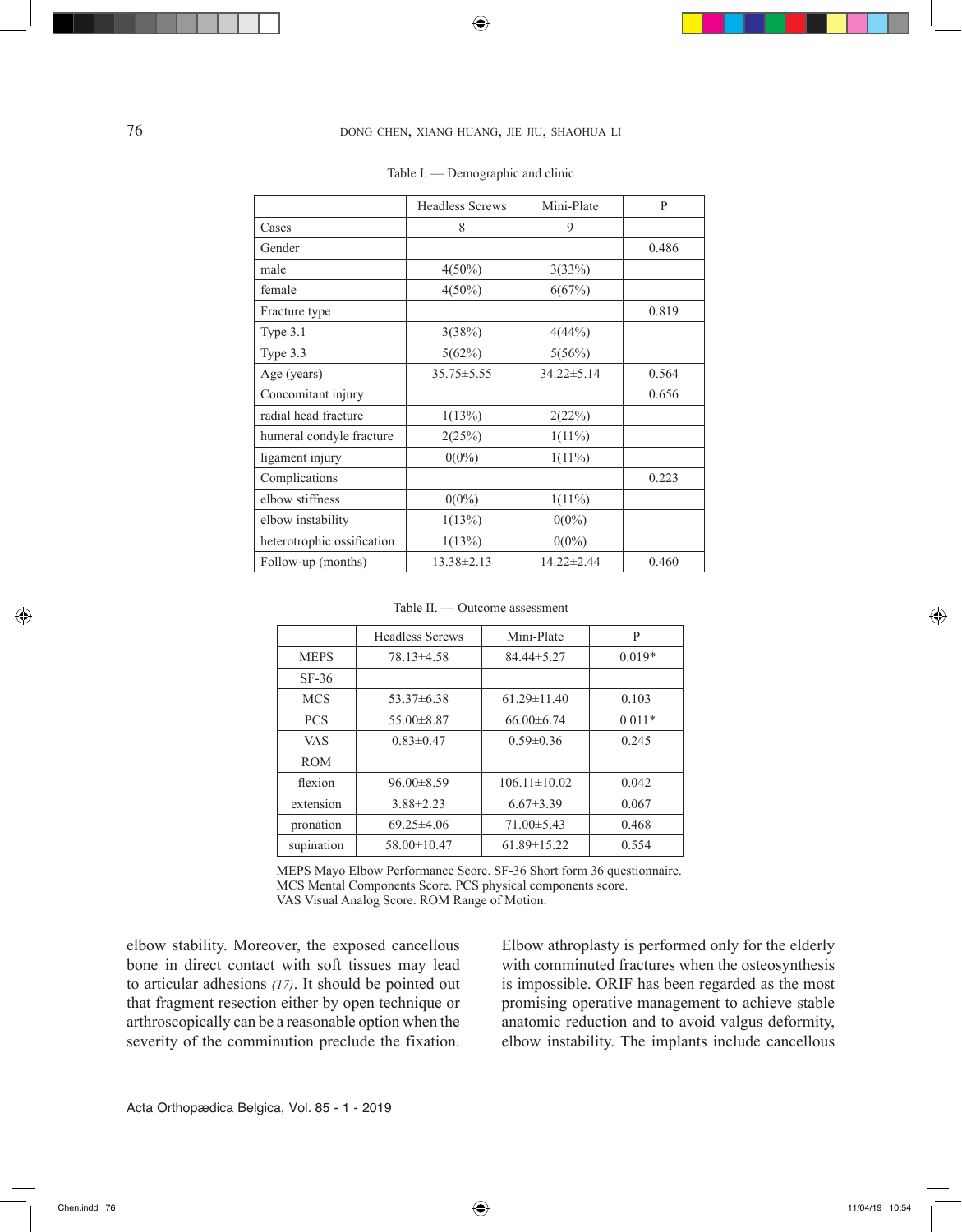Table I. — Demographic and clinic

| | Headless Screws | Mini-Plate | P |
|---|---|---|---|
| Cases | 8 | 9 | |
| Gender | | | 0.486 |
| male | 4(50%) | 3(33%) | |
| female | 4(50%) | 6(67%) | |
| Fracture type | | | 0.819 |
| Type 3.1 | 3(38%) | 4(44%) | |
| Type 3.3 | 5(62%) | 5(56%) | |
| Age (years) | 35.75±5.55 | 34.22±5.14 | 0.564 |
| Concomitant injury | | | 0.656 |
| radial head fracture | 1(13%) | 2(22%) | |
| humeral condyle fracture | 2(25%) | 1(11%) | |
| ligament injury | 0(0%) | 1(11%) | |
| Complications | | | 0.223 |
| elbow stiffness | 0(0%) | 1(11%) | |
| elbow instability | 1(13%) | 0(0%) | |
| heterotrophic ossification | 1(13%) | 0(0%) | |
| Follow-up (months) | 13.38±2.13 | 14.22±2.44 | 0.460 |

Table II. — Outcome assessment

| | Headless Screws | Mini-Plate | P |
|---|---|---|---|
| MEPS | 78.13±4.58 | 84.44±5.27 | 0.019* |
| SF-36 | | | |
| MCS | 53.37±6.38 | 61.29±11.40 | 0.103 |
| PCS | 55.00±8.87 | 66.00±6.74 | 0.011* |
| VAS | 0.83±0.47 | 0.59±0.36 | 0.245 |
| ROM | | | |
| flexion | 96.00±8.59 | 106.11±10.02 | 0.042 |
| extension | 3.88±2.23 | 6.67±3.39 | 0.067 |
| pronation | 69.25±4.06 | 71.00±5.43 | 0.468 |
| supination | 58.00±10.47 | 61.89±15.22 | 0.554 |

MEPS Mayo Elbow Performance Score. SF-36 Short form 36 questionnaire.
MCS Mental Components Score. PCS physical components score.
VAS Visual Analog Score. ROM Range of Motion.

elbow stability. Moreover, the exposed cancellous bone in direct contact with soft tissues may lead to articular adhesions *(17)*. It should be pointed out that fragment resection either by open technique or arthroscopically can be a reasonable option when the severity of the comminution preclude the fixation. Elbow athroplasty is performed only for the elderly with comminuted fractures when the osteosynthesis is impossible. ORIF has been regarded as the most promising operative management to achieve stable anatomic reduction and to avoid valgus deformity, elbow instability. The implants include cancellous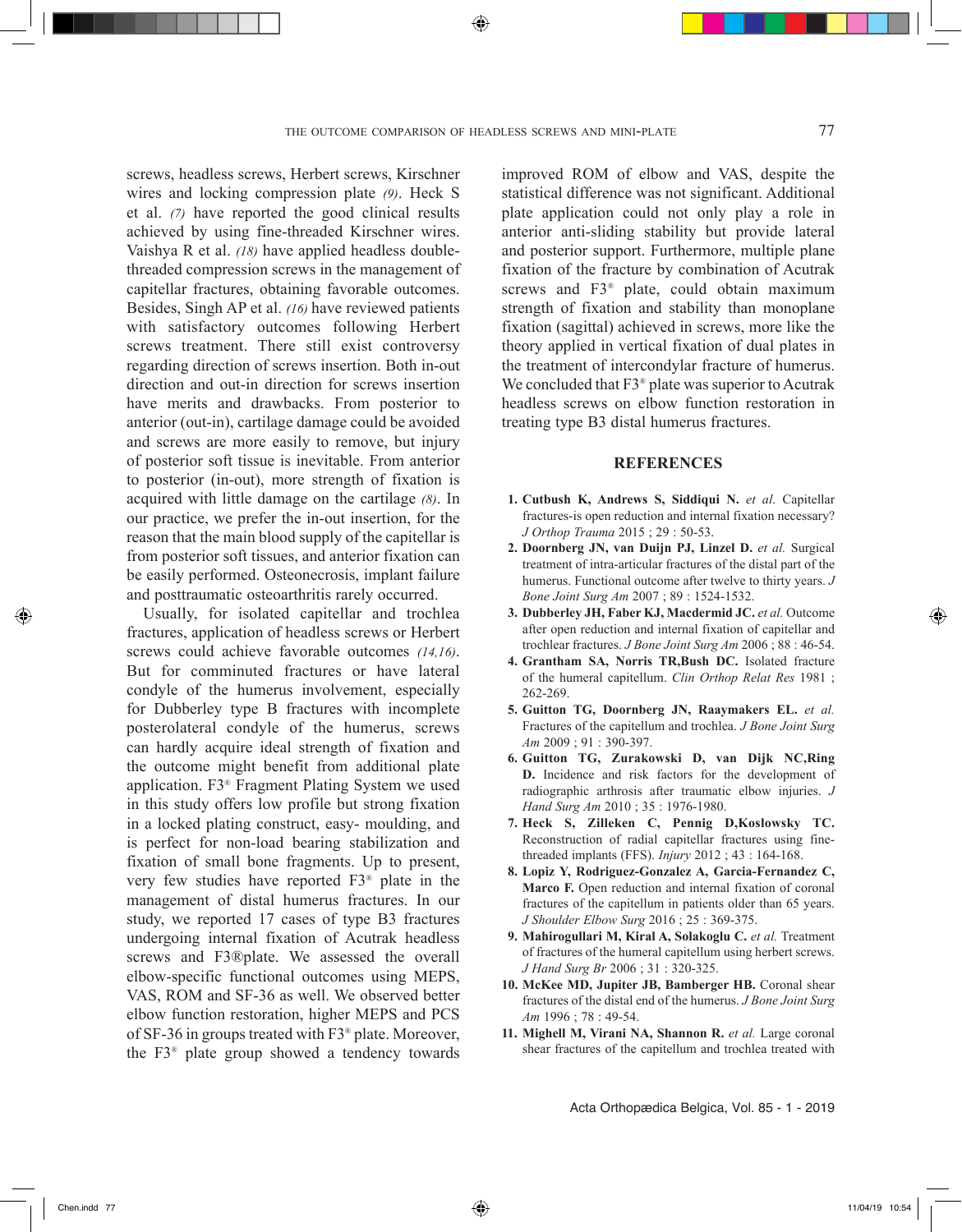screws, headless screws, Herbert screws, Kirschner wires and locking compression plate *(9)*. Heck S et al. *(7)* have reported the good clinical results achieved by using fine-threaded Kirschner wires. Vaishya R et al. *(18)* have applied headless double-threaded compression screws in the management of capitellar fractures, obtaining favorable outcomes. Besides, Singh AP et al. *(16)* have reviewed patients with satisfactory outcomes following Herbert screws treatment. There still exist controversy regarding direction of screws insertion. Both in-out direction and out-in direction for screws insertion have merits and drawbacks. From posterior to anterior (out-in), cartilage damage could be avoided and screws are more easily to remove, but injury of posterior soft tissue is inevitable. From anterior to posterior (in-out), more strength of fixation is acquired with little damage on the cartilage *(8)*. In our practice, we prefer the in-out insertion, for the reason that the main blood supply of the capitellar is from posterior soft tissues, and anterior fixation can be easily performed. Osteonecrosis, implant failure and posttraumatic osteoarthritis rarely occurred.

Usually, for isolated capitellar and trochlea fractures, application of headless screws or Herbert screws could achieve favorable outcomes *(14,16)*. But for comminuted fractures or have lateral condyle of the humerus involvement, especially for Dubberley type B fractures with incomplete posterolateral condyle of the humerus, screws can hardly acquire ideal strength of fixation and the outcome might benefit from additional plate application. F3® Fragment Plating System we used in this study offers low profile but strong fixation in a locked plating construct, easy- moulding, and is perfect for non-load bearing stabilization and fixation of small bone fragments. Up to present, very few studies have reported F3® plate in the management of distal humerus fractures. In our study, we reported 17 cases of type B3 fractures undergoing internal fixation of Acutrak headless screws and F3®plate. We assessed the overall elbow-specific functional outcomes using MEPS, VAS, ROM and SF-36 as well. We observed better elbow function restoration, higher MEPS and PCS of SF-36 in groups treated with F3® plate. Moreover, the F3® plate group showed a tendency towards improved ROM of elbow and VAS, despite the statistical difference was not significant. Additional plate application could not only play a role in anterior anti-sliding stability but provide lateral and posterior support. Furthermore, multiple plane fixation of the fracture by combination of Acutrak screws and F3® plate, could obtain maximum strength of fixation and stability than monoplane fixation (sagittal) achieved in screws, more like the theory applied in vertical fixation of dual plates in the treatment of intercondylar fracture of humerus. We concluded that F3® plate was superior to Acutrak headless screws on elbow function restoration in treating type B3 distal humerus fractures.

## REFERENCES

1. **Cutbush K, Andrews S, Siddiqui N.** *et al.* Capitellar fractures-is open reduction and internal fixation necessary? *J Orthop Trauma* 2015 ; 29 : 50-53.
2. **Doornberg JN, van Duijn PJ, Linzel D.** *et al.* Surgical treatment of intra-articular fractures of the distal part of the humerus. Functional outcome after twelve to thirty years. *J Bone Joint Surg Am* 2007 ; 89 : 1524-1532.
3. **Dubberley JH, Faber KJ, Macdermid JC.** *et al.* Outcome after open reduction and internal fixation of capitellar and trochlear fractures. *J Bone Joint Surg Am* 2006 ; 88 : 46-54.
4. **Grantham SA, Norris TR,Bush DC.** Isolated fracture of the humeral capitellum. *Clin Orthop Relat Res* 1981 ; 262-269.
5. **Guitton TG, Doornberg JN, Raaymakers EL.** *et al.* Fractures of the capitellum and trochlea. *J Bone Joint Surg Am* 2009 ; 91 : 390-397.
6. **Guitton TG, Zurakowski D, van Dijk NC,Ring D.** Incidence and risk factors for the development of radiographic arthrosis after traumatic elbow injuries. *J Hand Surg Am* 2010 ; 35 : 1976-1980.
7. **Heck S, Zilleken C, Pennig D,Koslowsky TC.** Reconstruction of radial capitellar fractures using fine-threaded implants (FFS). *Injury* 2012 ; 43 : 164-168.
8. **Lopiz Y, Rodriguez-Gonzalez A, Garcia-Fernandez C, Marco F.** Open reduction and internal fixation of coronal fractures of the capitellum in patients older than 65 years. *J Shoulder Elbow Surg* 2016 ; 25 : 369-375.
9. **Mahirogullari M, Kiral A, Solakoglu C.** *et al.* Treatment of fractures of the humeral capitellum using herbert screws. *J Hand Surg Br* 2006 ; 31 : 320-325.
10. **McKee MD, Jupiter JB, Bamberger HB.** Coronal shear fractures of the distal end of the humerus. *J Bone Joint Surg Am* 1996 ; 78 : 49-54.
11. **Mighell M, Virani NA, Shannon R.** *et al.* Large coronal shear fractures of the capitellum and trochlea treated with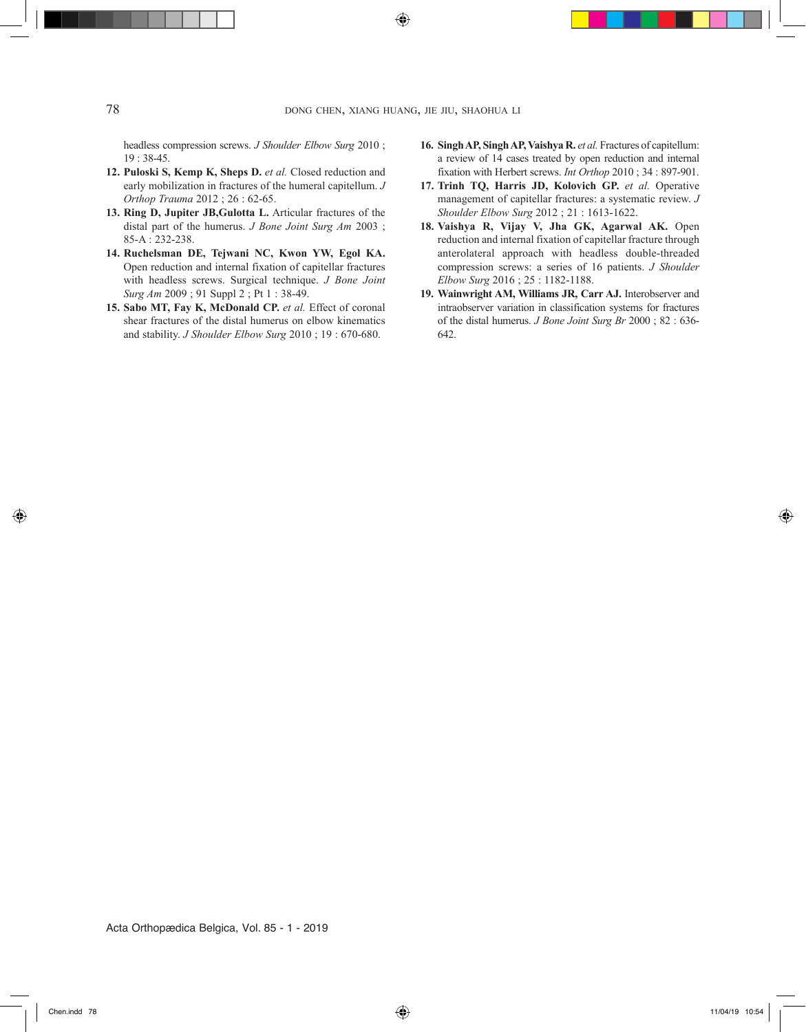headless compression screws. *J Shoulder Elbow Surg* 2010 ; 19 : 38-45.

12. **Puloski S, Kemp K, Sheps D.** *et al.* Closed reduction and early mobilization in fractures of the humeral capitellum. *J Orthop Trauma* 2012 ; 26 : 62-65.
13. **Ring D, Jupiter JB,Gulotta L.** Articular fractures of the distal part of the humerus. *J Bone Joint Surg Am* 2003 ; 85-A : 232-238.
14. **Ruchelsman DE, Tejwani NC, Kwon YW, Egol KA.** Open reduction and internal fixation of capitellar fractures with headless screws. Surgical technique. *J Bone Joint Surg Am* 2009 ; 91 Suppl 2 ; Pt 1 : 38-49.
15. **Sabo MT, Fay K, McDonald CP.** *et al.* Effect of coronal shear fractures of the distal humerus on elbow kinematics and stability. *J Shoulder Elbow Surg* 2010 ; 19 : 670-680.
16. **Singh AP, Singh AP, Vaishya R.** *et al.* Fractures of capitellum: a review of 14 cases treated by open reduction and internal fixation with Herbert screws. *Int Orthop* 2010 ; 34 : 897-901.
17. **Trinh TQ, Harris JD, Kolovich GP.** *et al.* Operative management of capitellar fractures: a systematic review. *J Shoulder Elbow Surg* 2012 ; 21 : 1613-1622.
18. **Vaishya R, Vijay V, Jha GK, Agarwal AK.** Open reduction and internal fixation of capitellar fracture through anterolateral approach with headless double-threaded compression screws: a series of 16 patients. *J Shoulder Elbow Surg* 2016 ; 25 : 1182-1188.
19. **Wainwright AM, Williams JR, Carr AJ.** Interobserver and intraobserver variation in classification systems for fractures of the distal humerus. *J Bone Joint Surg Br* 2000 ; 82 : 636-642.